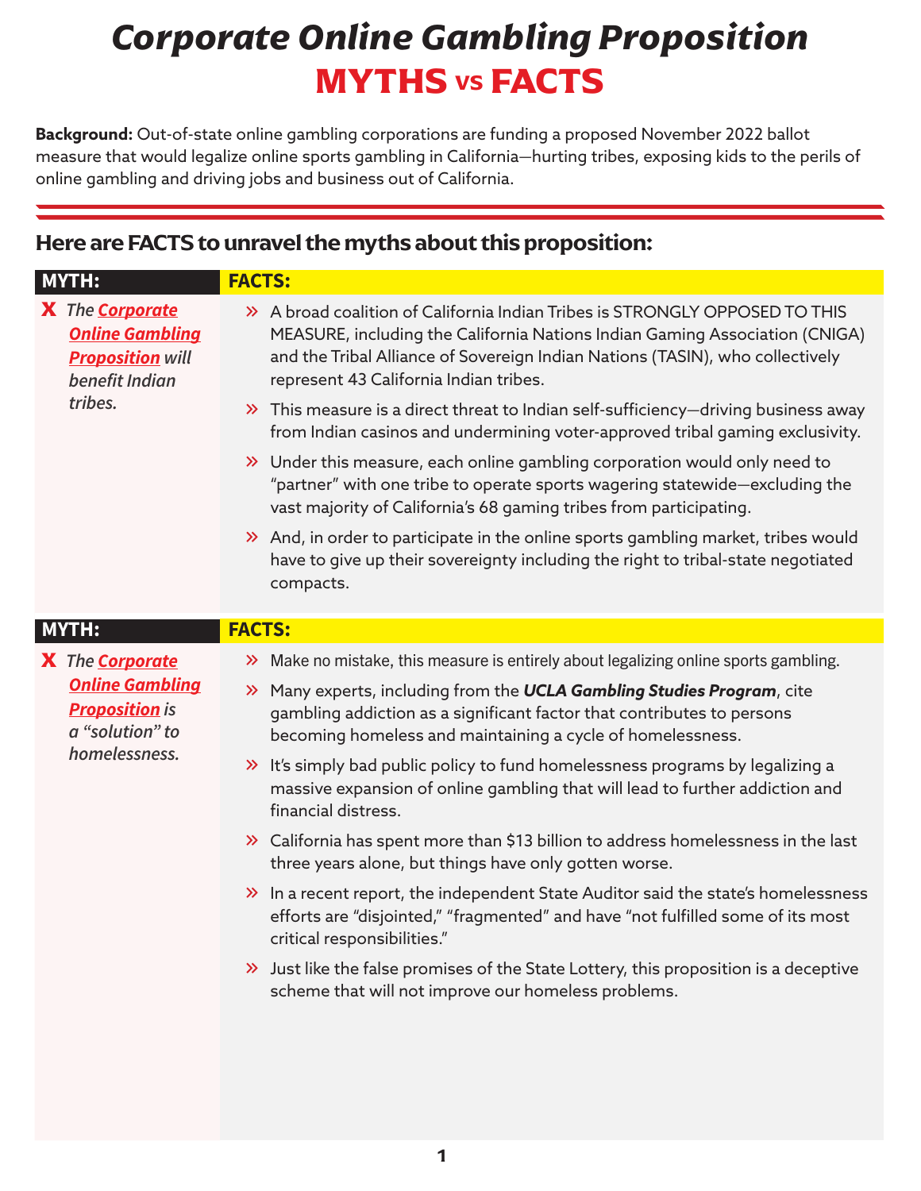# *Corporate Online Gambling Proposition*

# MYTHS vs FACTS

**Background:** Out-of-state online gambling corporations are funding a proposed November 2022 ballot measure that would legalize online sports gambling in California—hurting tribes, exposing kids to the perils of online gambling and driving jobs and business out of California.

## Here are FACTS to unravel the myths about this proposition:

| MYTH: | FACTS: |
|---|---|
| ✘ *The **Corporate Online Gambling Proposition** will benefit Indian tribes.* | » A broad coalition of California Indian Tribes is STRONGLY OPPOSED TO THIS MEASURE, including the California Nations Indian Gaming Association (CNIGA) and the Tribal Alliance of Sovereign Indian Nations (TASIN), who collectively represent 43 California Indian tribes.<br><br>» This measure is a direct threat to Indian self-sufficiency—driving business away from Indian casinos and undermining voter-approved tribal gaming exclusivity.<br><br>» Under this measure, each online gambling corporation would only need to "partner" with one tribe to operate sports wagering statewide—excluding the vast majority of California's 68 gaming tribes from participating.<br><br>» And, in order to participate in the online sports gambling market, tribes would have to give up their sovereignty including the right to tribal-state negotiated compacts. |

| MYTH: | FACTS: |
|---|---|
| ✘ *The **Corporate Online Gambling Proposition** is a "solution" to homelessness.* | » Make no mistake, this measure is entirely about legalizing online sports gambling.<br><br>» Many experts, including from the ***UCLA Gambling Studies Program***, cite gambling addiction as a significant factor that contributes to persons becoming homeless and maintaining a cycle of homelessness.<br><br>» It's simply bad public policy to fund homelessness programs by legalizing a massive expansion of online gambling that will lead to further addiction and financial distress.<br><br>» California has spent more than $13 billion to address homelessness in the last three years alone, but things have only gotten worse.<br><br>» In a recent report, the independent State Auditor said the state's homelessness efforts are "disjointed," "fragmented" and have "not fulfilled some of its most critical responsibilities."<br><br>» Just like the false promises of the State Lottery, this proposition is a deceptive scheme that will not improve our homeless problems. |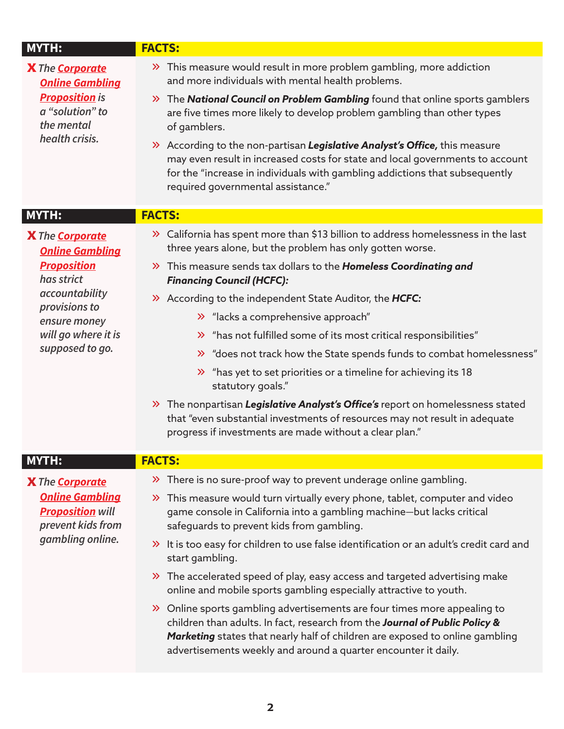| MYTH: | FACTS: |
| --- | --- |
| ✗ *The* ***Corporate Online Gambling Proposition*** *is a "solution" to the mental health crisis.* | » This measure would result in more problem gambling, more addiction and more individuals with mental health problems.<br>» The ***National Council on Problem Gambling*** found that online sports gamblers are five times more likely to develop problem gambling than other types of gamblers.<br>» According to the non-partisan ***Legislative Analyst's Office,*** this measure may even result in increased costs for state and local governments to account for the "increase in individuals with gambling addictions that subsequently required governmental assistance." |

| MYTH: | FACTS: |
| --- | --- |
| ✗ *The* ***Corporate Online Gambling Proposition*** *has strict accountability provisions to ensure money will go where it is supposed to go.* | » California has spent more than $13 billion to address homelessness in the last three years alone, but the problem has only gotten worse.<br>» This measure sends tax dollars to the ***Homeless Coordinating and Financing Council (HCFC):***<br>» According to the independent State Auditor, the ***HCFC:***<br>&nbsp;&nbsp;&nbsp;&nbsp;» "lacks a comprehensive approach"<br>&nbsp;&nbsp;&nbsp;&nbsp;» "has not fulfilled some of its most critical responsibilities"<br>&nbsp;&nbsp;&nbsp;&nbsp;» "does not track how the State spends funds to combat homelessness"<br>&nbsp;&nbsp;&nbsp;&nbsp;» "has yet to set priorities or a timeline for achieving its 18 statutory goals."<br>» The nonpartisan ***Legislative Analyst's Office's*** report on homelessness stated that "even substantial investments of resources may not result in adequate progress if investments are made without a clear plan." |

| MYTH: | FACTS: |
| --- | --- |
| ✗ *The* ***Corporate Online Gambling Proposition*** *will prevent kids from gambling online.* | » There is no sure-proof way to prevent underage online gambling.<br>» This measure would turn virtually every phone, tablet, computer and video game console in California into a gambling machine—but lacks critical safeguards to prevent kids from gambling.<br>» It is too easy for children to use false identification or an adult's credit card and start gambling.<br>» The accelerated speed of play, easy access and targeted advertising make online and mobile sports gambling especially attractive to youth.<br>» Online sports gambling advertisements are four times more appealing to children than adults. In fact, research from the ***Journal of Public Policy & Marketing*** states that nearly half of children are exposed to online gambling advertisements weekly and around a quarter encounter it daily. |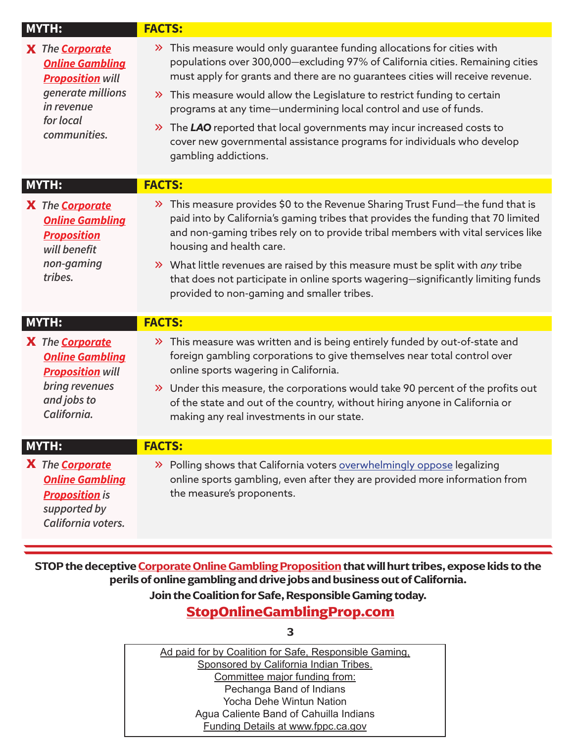| MYTH: | FACTS: |
|---|---|
| ✗ *The **Corporate Online Gambling Proposition** will generate millions in revenue for local communities.* | » This measure would only guarantee funding allocations for cities with populations over 300,000—excluding 97% of California cities. Remaining cities must apply for grants and there are no guarantees cities will receive revenue.<br>» This measure would allow the Legislature to restrict funding to certain programs at any time—undermining local control and use of funds.<br>» The ***LAO*** reported that local governments may incur increased costs to cover new governmental assistance programs for individuals who develop gambling addictions. |

| MYTH: | FACTS: |
|---|---|
| ✗ *The **Corporate Online Gambling Proposition** will benefit non-gaming tribes.* | » This measure provides $0 to the Revenue Sharing Trust Fund—the fund that is paid into by California's gaming tribes that provides the funding that 70 limited and non-gaming tribes rely on to provide tribal members with vital services like housing and health care.<br>» What little revenues are raised by this measure must be split with *any* tribe that does not participate in online sports wagering—significantly limiting funds provided to non-gaming and smaller tribes. |

| MYTH: | FACTS: |
|---|---|
| ✗ *The **Corporate Online Gambling Proposition** will bring revenues and jobs to California.* | » This measure was written and is being entirely funded by out-of-state and foreign gambling corporations to give themselves near total control over online sports wagering in California.<br>» Under this measure, the corporations would take 90 percent of the profits out of the state and out of the country, without hiring anyone in California or making any real investments in our state. |

| MYTH: | FACTS: |
|---|---|
| ✗ *The **Corporate Online Gambling Proposition** is supported by California voters.* | » Polling shows that California voters overwhelmingly oppose legalizing online sports gambling, even after they are provided more information from the measure's proponents. |

**STOP the deceptive Corporate Online Gambling Proposition that will hurt tribes, expose kids to the perils of online gambling and drive jobs and business out of California.**

**Join the Coalition for Safe, Responsible Gaming today.**

**StopOnlineGamblingProp.com**

Ad paid for by Coalition for Safe, Responsible Gaming,
Sponsored by California Indian Tribes.
Committee major funding from:
Pechanga Band of Indians
Yocha Dehe Wintun Nation
Agua Caliente Band of Cahuilla Indians
Funding Details at www.fppc.ca.gov